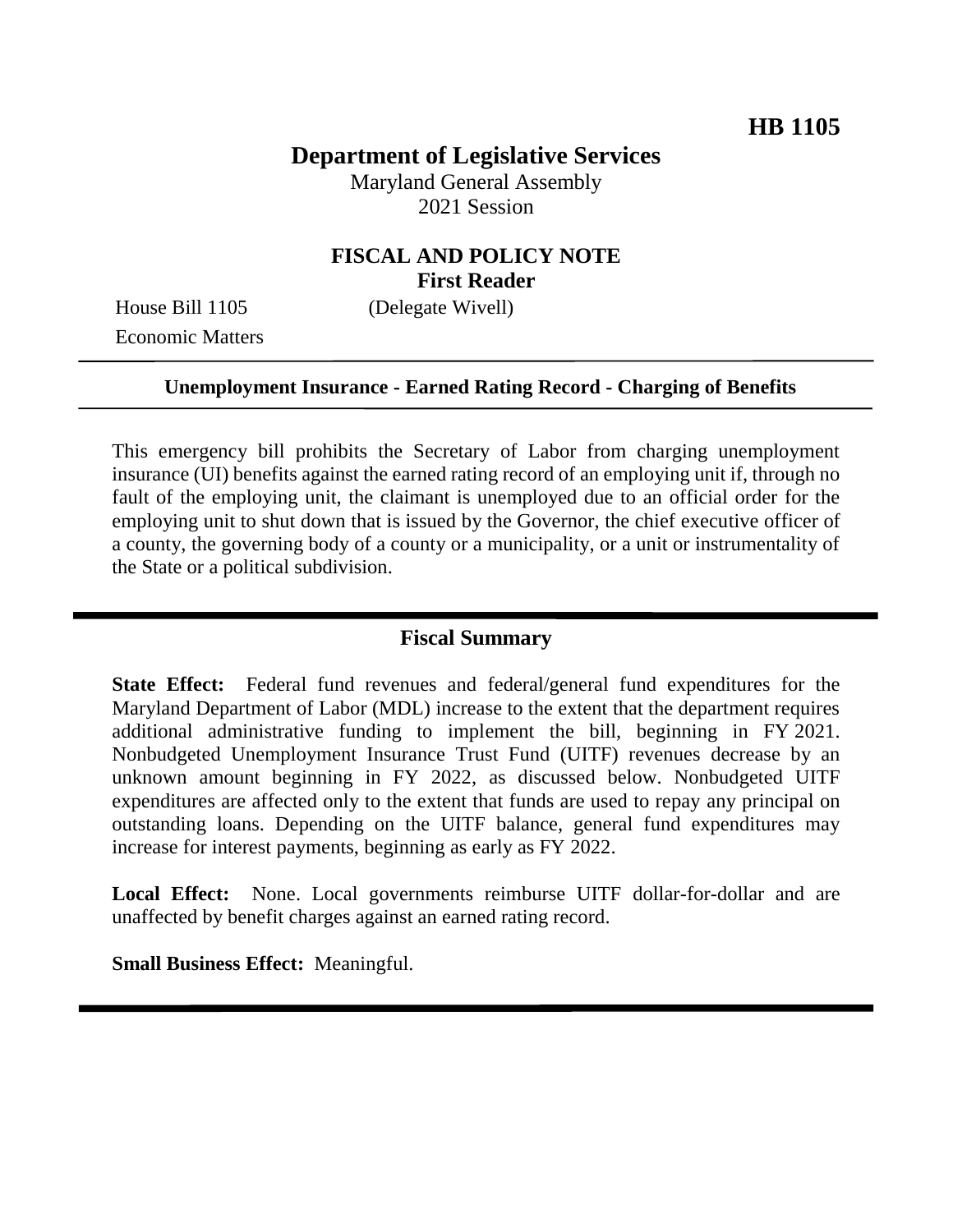**HB 1105**

# Department of Legislative Services

Maryland General Assembly
2021 Session

## FISCAL AND POLICY NOTE
**First Reader**

House Bill 1105 (Delegate Wivell)
Economic Matters

---

**Unemployment Insurance - Earned Rating Record - Charging of Benefits**

---

This emergency bill prohibits the Secretary of Labor from charging unemployment insurance (UI) benefits against the earned rating record of an employing unit if, through no fault of the employing unit, the claimant is unemployed due to an official order for the employing unit to shut down that is issued by the Governor, the chief executive officer of a county, the governing body of a county or a municipality, or a unit or instrumentality of the State or a political subdivision.

## Fiscal Summary

**State Effect:** Federal fund revenues and federal/general fund expenditures for the Maryland Department of Labor (MDL) increase to the extent that the department requires additional administrative funding to implement the bill, beginning in FY 2021. Nonbudgeted Unemployment Insurance Trust Fund (UITF) revenues decrease by an unknown amount beginning in FY 2022, as discussed below. Nonbudgeted UITF expenditures are affected only to the extent that funds are used to repay any principal on outstanding loans. Depending on the UITF balance, general fund expenditures may increase for interest payments, beginning as early as FY 2022.

**Local Effect:** None. Local governments reimburse UITF dollar-for-dollar and are unaffected by benefit charges against an earned rating record.

**Small Business Effect:** Meaningful.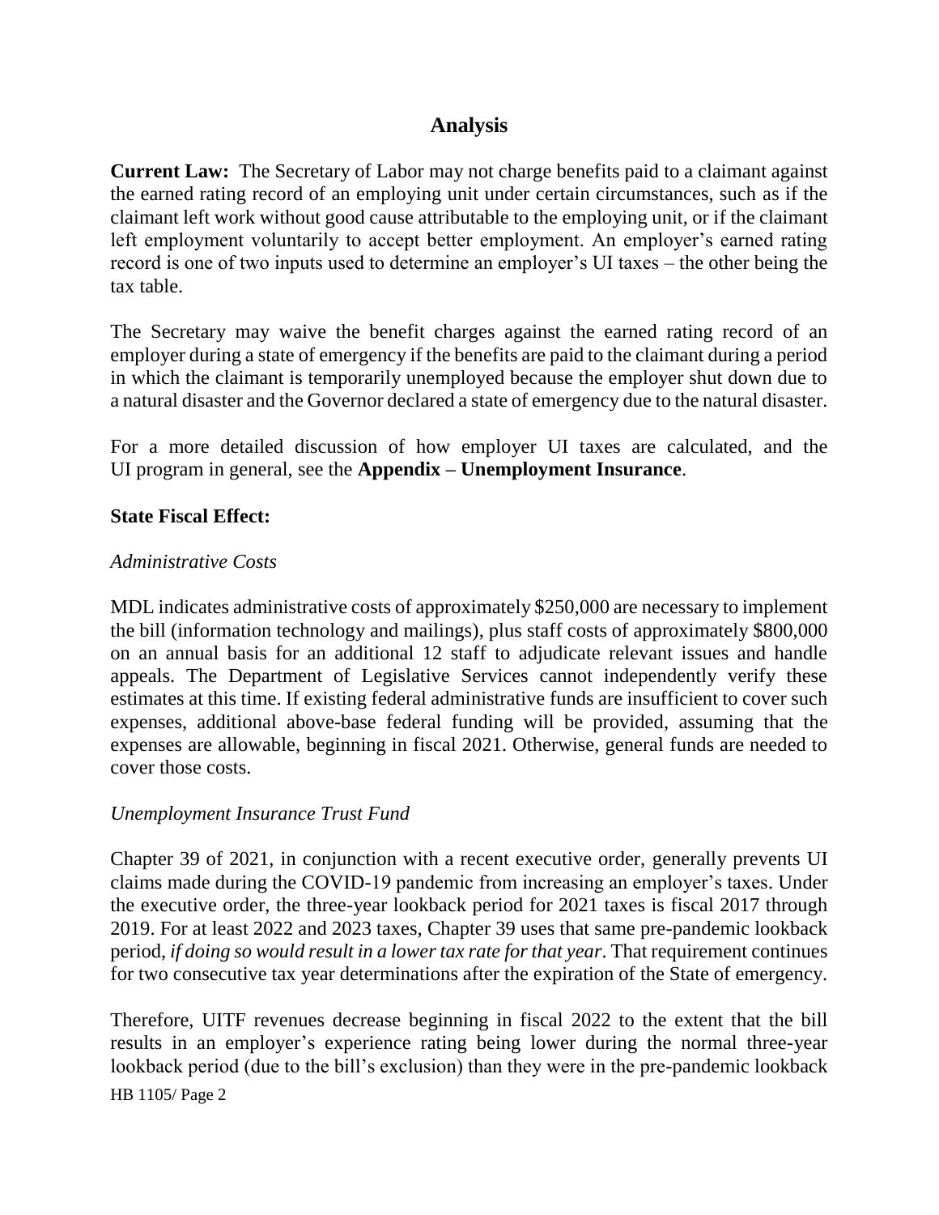## Analysis

**Current Law:** The Secretary of Labor may not charge benefits paid to a claimant against the earned rating record of an employing unit under certain circumstances, such as if the claimant left work without good cause attributable to the employing unit, or if the claimant left employment voluntarily to accept better employment. An employer's earned rating record is one of two inputs used to determine an employer's UI taxes – the other being the tax table.

The Secretary may waive the benefit charges against the earned rating record of an employer during a state of emergency if the benefits are paid to the claimant during a period in which the claimant is temporarily unemployed because the employer shut down due to a natural disaster and the Governor declared a state of emergency due to the natural disaster.

For a more detailed discussion of how employer UI taxes are calculated, and the UI program in general, see the **Appendix – Unemployment Insurance**.

**State Fiscal Effect:**

*Administrative Costs*

MDL indicates administrative costs of approximately $250,000 are necessary to implement the bill (information technology and mailings), plus staff costs of approximately $800,000 on an annual basis for an additional 12 staff to adjudicate relevant issues and handle appeals. The Department of Legislative Services cannot independently verify these estimates at this time. If existing federal administrative funds are insufficient to cover such expenses, additional above-base federal funding will be provided, assuming that the expenses are allowable, beginning in fiscal 2021. Otherwise, general funds are needed to cover those costs.

*Unemployment Insurance Trust Fund*

Chapter 39 of 2021, in conjunction with a recent executive order, generally prevents UI claims made during the COVID-19 pandemic from increasing an employer's taxes. Under the executive order, the three-year lookback period for 2021 taxes is fiscal 2017 through 2019. For at least 2022 and 2023 taxes, Chapter 39 uses that same pre-pandemic lookback period, *if doing so would result in a lower tax rate for that year*. That requirement continues for two consecutive tax year determinations after the expiration of the State of emergency.

Therefore, UITF revenues decrease beginning in fiscal 2022 to the extent that the bill results in an employer's experience rating being lower during the normal three-year lookback period (due to the bill's exclusion) than they were in the pre-pandemic lookback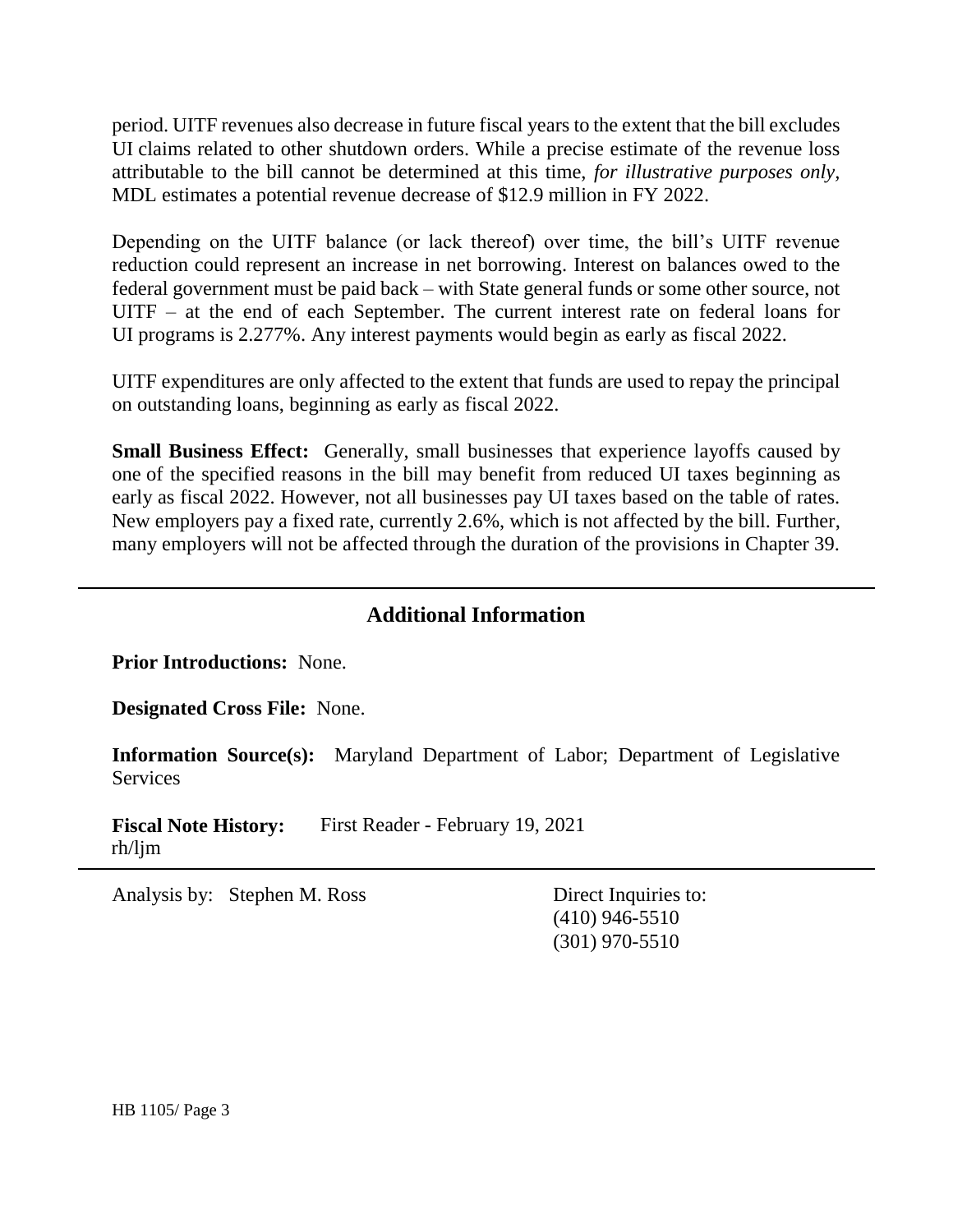period. UITF revenues also decrease in future fiscal years to the extent that the bill excludes UI claims related to other shutdown orders. While a precise estimate of the revenue loss attributable to the bill cannot be determined at this time, *for illustrative purposes only*, MDL estimates a potential revenue decrease of $12.9 million in FY 2022.

Depending on the UITF balance (or lack thereof) over time, the bill's UITF revenue reduction could represent an increase in net borrowing. Interest on balances owed to the federal government must be paid back – with State general funds or some other source, not UITF – at the end of each September. The current interest rate on federal loans for UI programs is 2.277%. Any interest payments would begin as early as fiscal 2022.

UITF expenditures are only affected to the extent that funds are used to repay the principal on outstanding loans, beginning as early as fiscal 2022.

**Small Business Effect:** Generally, small businesses that experience layoffs caused by one of the specified reasons in the bill may benefit from reduced UI taxes beginning as early as fiscal 2022. However, not all businesses pay UI taxes based on the table of rates. New employers pay a fixed rate, currently 2.6%, which is not affected by the bill. Further, many employers will not be affected through the duration of the provisions in Chapter 39.

## Additional Information

**Prior Introductions:** None.

**Designated Cross File:** None.

**Information Source(s):** Maryland Department of Labor; Department of Legislative Services

**Fiscal Note History:** First Reader - February 19, 2021
rh/ljm

Analysis by: Stephen M. Ross

Direct Inquiries to:
(410) 946-5510
(301) 970-5510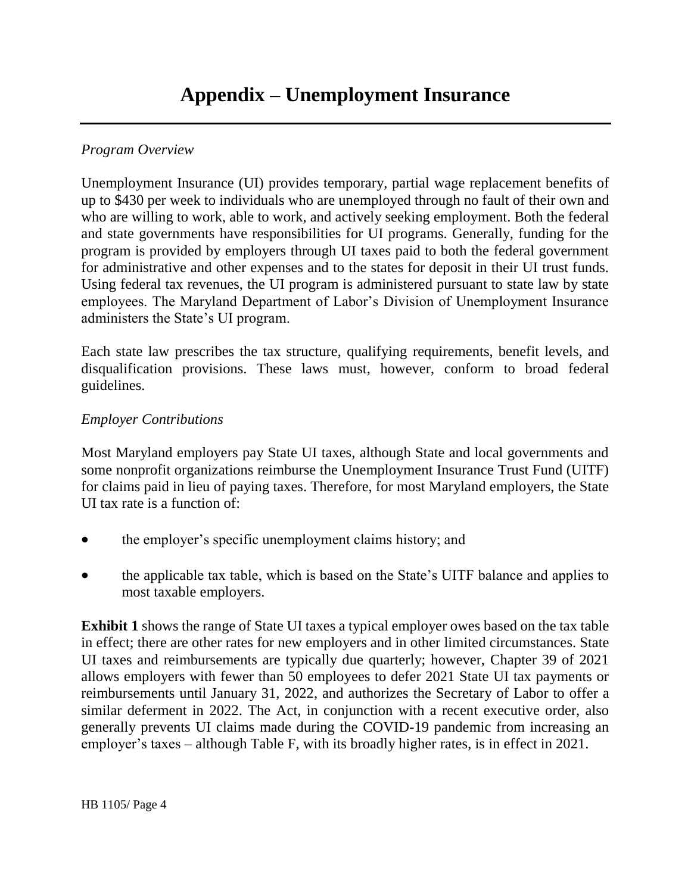# Appendix – Unemployment Insurance

*Program Overview*

Unemployment Insurance (UI) provides temporary, partial wage replacement benefits of up to $430 per week to individuals who are unemployed through no fault of their own and who are willing to work, able to work, and actively seeking employment. Both the federal and state governments have responsibilities for UI programs. Generally, funding for the program is provided by employers through UI taxes paid to both the federal government for administrative and other expenses and to the states for deposit in their UI trust funds. Using federal tax revenues, the UI program is administered pursuant to state law by state employees. The Maryland Department of Labor's Division of Unemployment Insurance administers the State's UI program.

Each state law prescribes the tax structure, qualifying requirements, benefit levels, and disqualification provisions. These laws must, however, conform to broad federal guidelines.

*Employer Contributions*

Most Maryland employers pay State UI taxes, although State and local governments and some nonprofit organizations reimburse the Unemployment Insurance Trust Fund (UITF) for claims paid in lieu of paying taxes. Therefore, for most Maryland employers, the State UI tax rate is a function of:

- the employer's specific unemployment claims history; and
- the applicable tax table, which is based on the State's UITF balance and applies to most taxable employers.

**Exhibit 1** shows the range of State UI taxes a typical employer owes based on the tax table in effect; there are other rates for new employers and in other limited circumstances. State UI taxes and reimbursements are typically due quarterly; however, Chapter 39 of 2021 allows employers with fewer than 50 employees to defer 2021 State UI tax payments or reimbursements until January 31, 2022, and authorizes the Secretary of Labor to offer a similar deferment in 2022. The Act, in conjunction with a recent executive order, also generally prevents UI claims made during the COVID-19 pandemic from increasing an employer's taxes – although Table F, with its broadly higher rates, is in effect in 2021.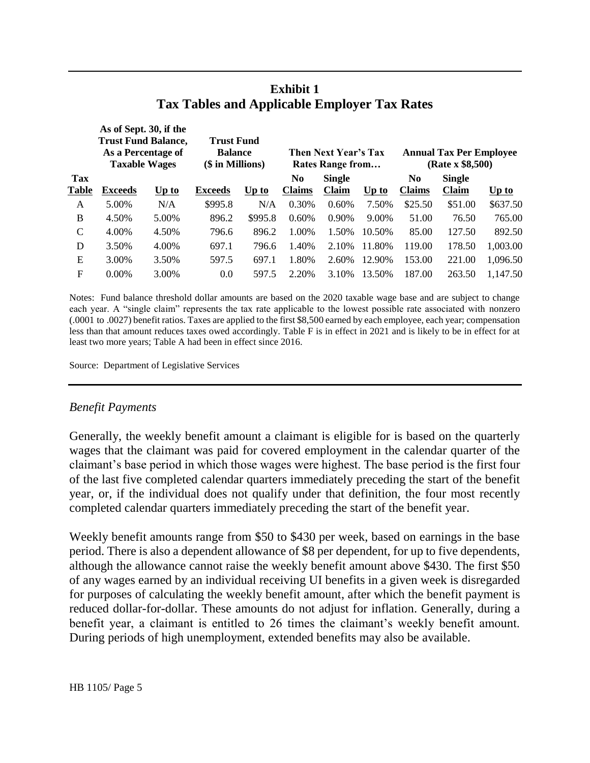## Exhibit 1
## Tax Tables and Applicable Employer Tax Rates

| | As of Sept. 30, if the Trust Fund Balance, As a Percentage of Taxable Wages | | Trust Fund Balance ($ in Millions) | | Then Next Year's Tax Rates Range from… | | | Annual Tax Per Employee (Rate x $8,500) | | |
|---|---|---|---|---|---|---|---|---|---|---|
| **Tax Table** | **Exceeds** | **Up to** | **Exceeds** | **Up to** | **No Claims** | **Single Claim** | **Up to** | **No Claims** | **Single Claim** | **Up to** |
| A | 5.00% | N/A | $995.8 | N/A | 0.30% | 0.60% | 7.50% | $25.50 | $51.00 | $637.50 |
| B | 4.50% | 5.00% | 896.2 | $995.8 | 0.60% | 0.90% | 9.00% | 51.00 | 76.50 | 765.00 |
| C | 4.00% | 4.50% | 796.6 | 896.2 | 1.00% | 1.50% | 10.50% | 85.00 | 127.50 | 892.50 |
| D | 3.50% | 4.00% | 697.1 | 796.6 | 1.40% | 2.10% | 11.80% | 119.00 | 178.50 | 1,003.00 |
| E | 3.00% | 3.50% | 597.5 | 697.1 | 1.80% | 2.60% | 12.90% | 153.00 | 221.00 | 1,096.50 |
| F | 0.00% | 3.00% | 0.0 | 597.5 | 2.20% | 3.10% | 13.50% | 187.00 | 263.50 | 1,147.50 |

Notes: Fund balance threshold dollar amounts are based on the 2020 taxable wage base and are subject to change each year. A "single claim" represents the tax rate applicable to the lowest possible rate associated with nonzero (.0001 to .0027) benefit ratios. Taxes are applied to the first $8,500 earned by each employee, each year; compensation less than that amount reduces taxes owed accordingly. Table F is in effect in 2021 and is likely to be in effect for at least two more years; Table A had been in effect since 2016.

Source: Department of Legislative Services

*Benefit Payments*

Generally, the weekly benefit amount a claimant is eligible for is based on the quarterly wages that the claimant was paid for covered employment in the calendar quarter of the claimant's base period in which those wages were highest. The base period is the first four of the last five completed calendar quarters immediately preceding the start of the benefit year, or, if the individual does not qualify under that definition, the four most recently completed calendar quarters immediately preceding the start of the benefit year.

Weekly benefit amounts range from $50 to $430 per week, based on earnings in the base period. There is also a dependent allowance of $8 per dependent, for up to five dependents, although the allowance cannot raise the weekly benefit amount above $430. The first $50 of any wages earned by an individual receiving UI benefits in a given week is disregarded for purposes of calculating the weekly benefit amount, after which the benefit payment is reduced dollar-for-dollar. These amounts do not adjust for inflation. Generally, during a benefit year, a claimant is entitled to 26 times the claimant's weekly benefit amount. During periods of high unemployment, extended benefits may also be available.